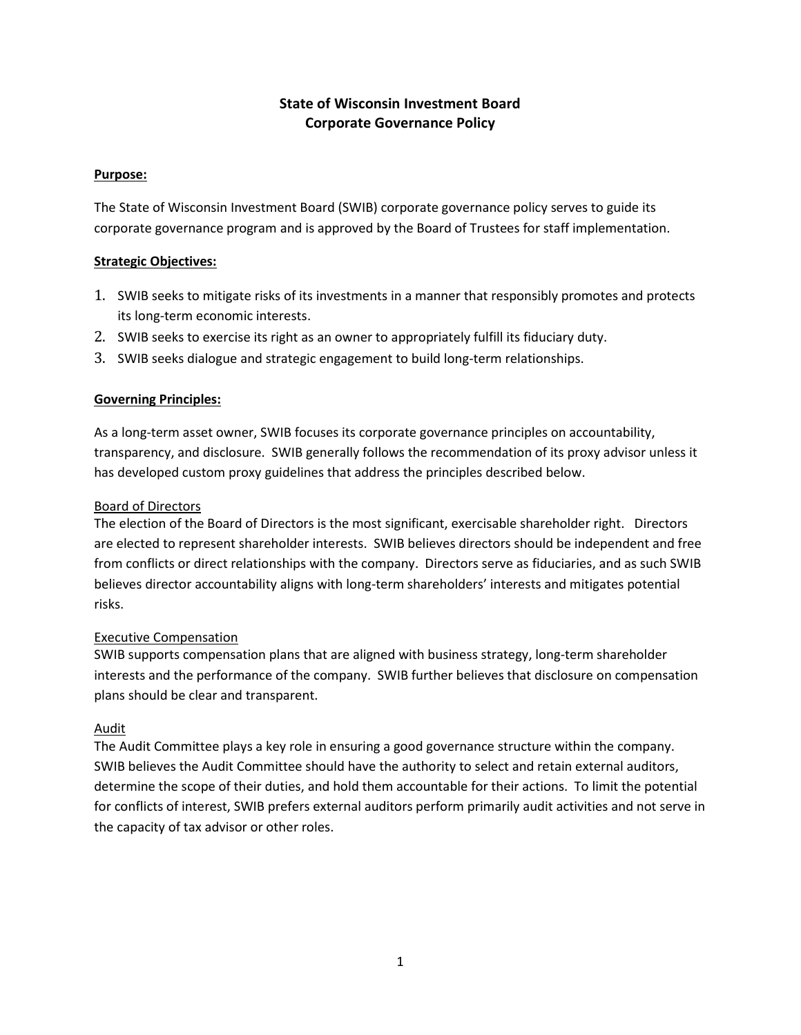# State of Wisconsin Investment Board
# Corporate Governance Policy

## Purpose:

The State of Wisconsin Investment Board (SWIB) corporate governance policy serves to guide its corporate governance program and is approved by the Board of Trustees for staff implementation.

## Strategic Objectives:

1. SWIB seeks to mitigate risks of its investments in a manner that responsibly promotes and protects its long-term economic interests.
2. SWIB seeks to exercise its right as an owner to appropriately fulfill its fiduciary duty.
3. SWIB seeks dialogue and strategic engagement to build long-term relationships.

## Governing Principles:

As a long-term asset owner, SWIB focuses its corporate governance principles on accountability, transparency, and disclosure. SWIB generally follows the recommendation of its proxy advisor unless it has developed custom proxy guidelines that address the principles described below.

### Board of Directors

The election of the Board of Directors is the most significant, exercisable shareholder right. Directors are elected to represent shareholder interests. SWIB believes directors should be independent and free from conflicts or direct relationships with the company. Directors serve as fiduciaries, and as such SWIB believes director accountability aligns with long-term shareholders' interests and mitigates potential risks.

### Executive Compensation

SWIB supports compensation plans that are aligned with business strategy, long-term shareholder interests and the performance of the company. SWIB further believes that disclosure on compensation plans should be clear and transparent.

### Audit

The Audit Committee plays a key role in ensuring a good governance structure within the company. SWIB believes the Audit Committee should have the authority to select and retain external auditors, determine the scope of their duties, and hold them accountable for their actions. To limit the potential for conflicts of interest, SWIB prefers external auditors perform primarily audit activities and not serve in the capacity of tax advisor or other roles.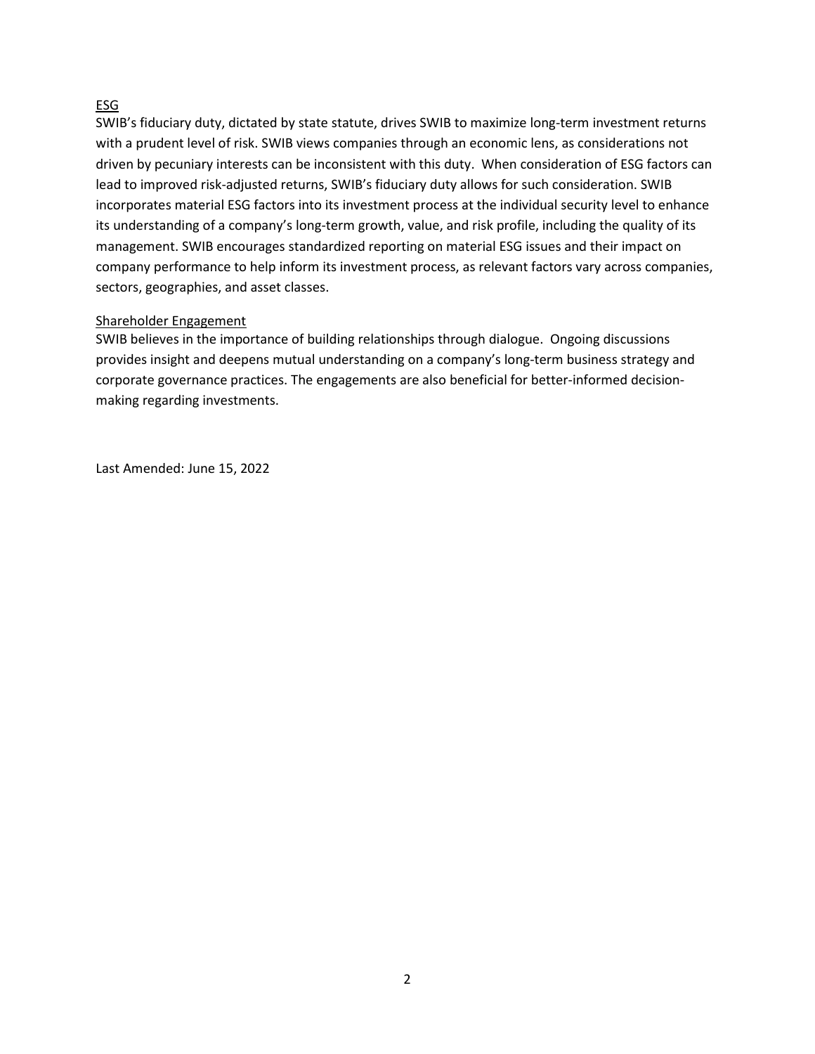## ESG

SWIB's fiduciary duty, dictated by state statute, drives SWIB to maximize long-term investment returns with a prudent level of risk. SWIB views companies through an economic lens, as considerations not driven by pecuniary interests can be inconsistent with this duty. When consideration of ESG factors can lead to improved risk-adjusted returns, SWIB's fiduciary duty allows for such consideration. SWIB incorporates material ESG factors into its investment process at the individual security level to enhance its understanding of a company's long-term growth, value, and risk profile, including the quality of its management. SWIB encourages standardized reporting on material ESG issues and their impact on company performance to help inform its investment process, as relevant factors vary across companies, sectors, geographies, and asset classes.

## Shareholder Engagement

SWIB believes in the importance of building relationships through dialogue. Ongoing discussions provides insight and deepens mutual understanding on a company's long-term business strategy and corporate governance practices. The engagements are also beneficial for better-informed decision-making regarding investments.

Last Amended: June 15, 2022